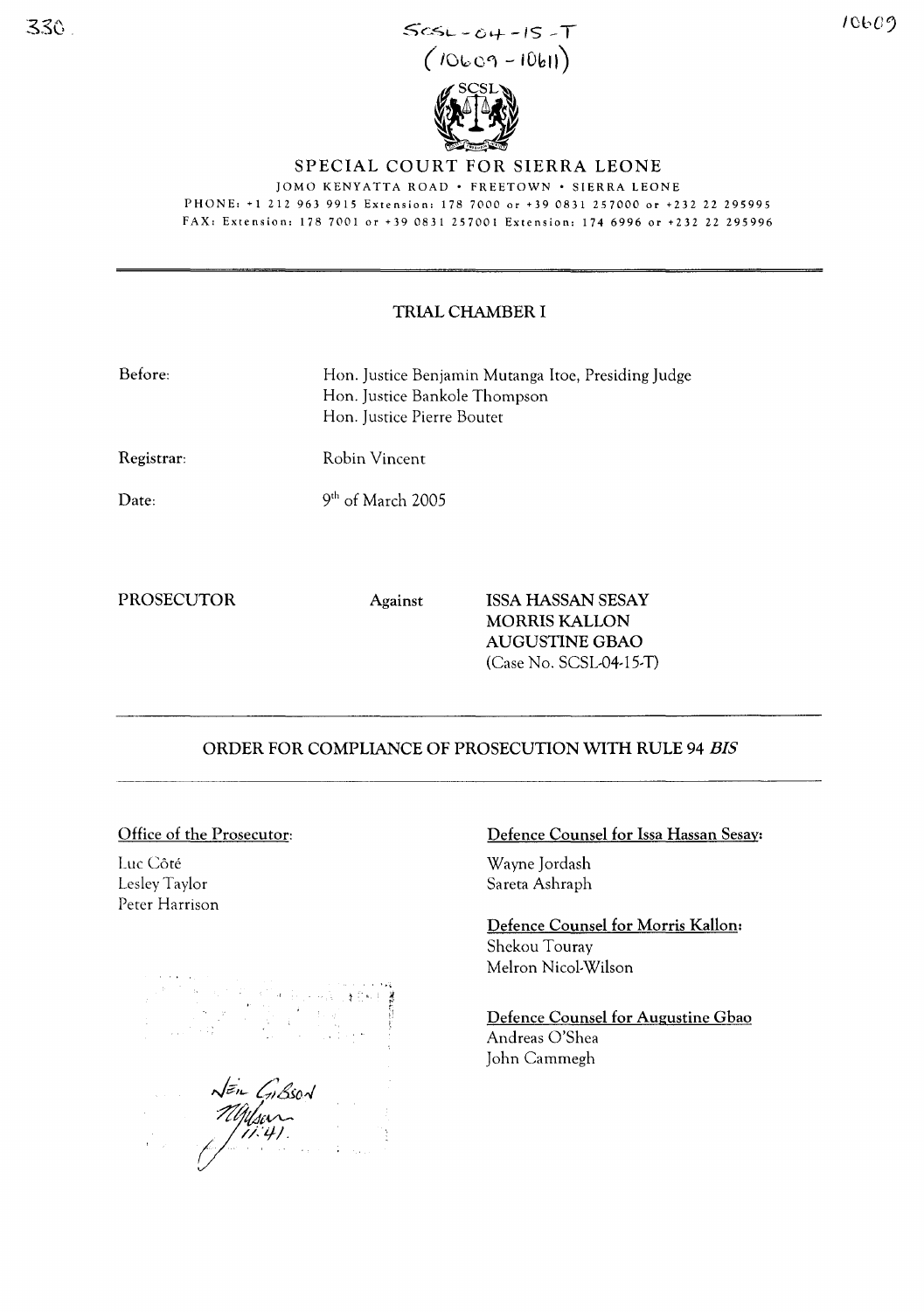SCSL-04-15-T
(10609 - 10611)

# SPECIAL COURT FOR SIERRA LEONE

JOMO KENYATTA ROAD • FREETOWN • SIERRA LEONE
PHONE: +1 212 963 9915 Extension: 178 7000 or +39 0831 257000 or +232 22 295995
FAX: Extension: 178 7001 or +39 0831 257001 Extension: 174 6996 or +232 22 295996

## TRIAL CHAMBER I

| | |
|---|---|
| Before: | Hon. Justice Benjamin Mutanga Itoe, Presiding Judge<br>Hon. Justice Bankole Thompson<br>Hon. Justice Pierre Boutet |
| Registrar: | Robin Vincent |
| Date: | 9th of March 2005 |

**PROSECUTOR** Against **ISSA HASSAN SESAY**
**MORRIS KALLON**
**AUGUSTINE GBAO**
(Case No. SCSL-04-15-T)

## ORDER FOR COMPLIANCE OF PROSECUTION WITH RULE 94 *BIS*

**Office of the Prosecutor:**

Luc Côté
Lesley Taylor
Peter Harrison

**Defence Counsel for Issa Hassan Sesay:**

Wayne Jordash
Sareta Ashraph

**Defence Counsel for Morris Kallon:**

Shekou Touray
Melron Nicol-Wilson

**Defence Counsel for Augustine Gbao**

Andreas O'Shea
John Cammegh

NEIL GIBSON
11:41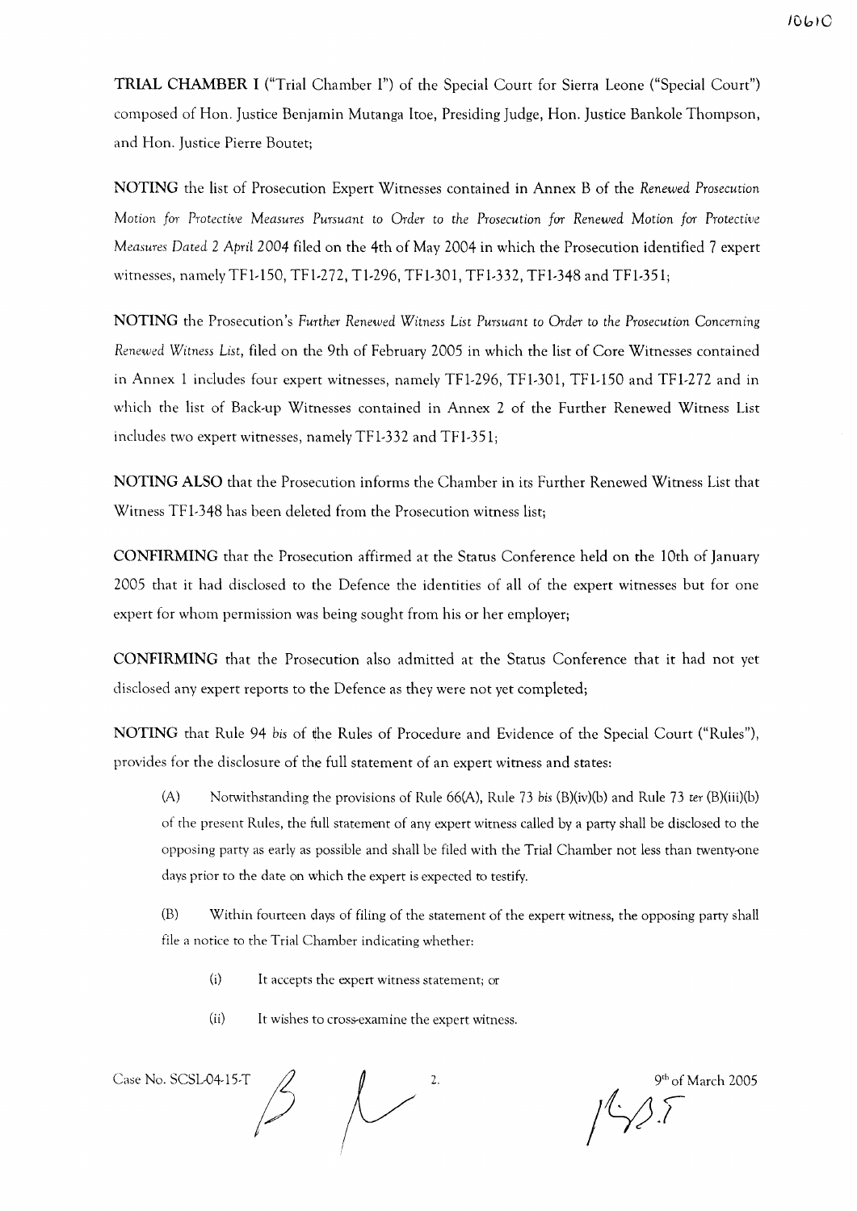**TRIAL CHAMBER I** ("Trial Chamber I") of the Special Court for Sierra Leone ("Special Court") composed of Hon. Justice Benjamin Mutanga Itoe, Presiding Judge, Hon. Justice Bankole Thompson, and Hon. Justice Pierre Boutet;

**NOTING** the list of Prosecution Expert Witnesses contained in Annex B of the *Renewed Prosecution Motion for Protective Measures Pursuant to Order to the Prosecution for Renewed Motion for Protective Measures Dated 2 April 2004* filed on the 4th of May 2004 in which the Prosecution identified 7 expert witnesses, namely TF1-150, TF1-272, T1-296, TF1-301, TF1-332, TF1-348 and TF1-351;

**NOTING** the Prosecution's *Further Renewed Witness List Pursuant to Order to the Prosecution Concerning Renewed Witness List*, filed on the 9th of February 2005 in which the list of Core Witnesses contained in Annex 1 includes four expert witnesses, namely TF1-296, TF1-301, TF1-150 and TF1-272 and in which the list of Back-up Witnesses contained in Annex 2 of the Further Renewed Witness List includes two expert witnesses, namely TF1-332 and TF1-351;

**NOTING ALSO** that the Prosecution informs the Chamber in its Further Renewed Witness List that Witness TF1-348 has been deleted from the Prosecution witness list;

**CONFIRMING** that the Prosecution affirmed at the Status Conference held on the 10th of January 2005 that it had disclosed to the Defence the identities of all of the expert witnesses but for one expert for whom permission was being sought from his or her employer;

**CONFIRMING** that the Prosecution also admitted at the Status Conference that it had not yet disclosed any expert reports to the Defence as they were not yet completed;

**NOTING** that Rule 94 *bis* of the Rules of Procedure and Evidence of the Special Court ("Rules"), provides for the disclosure of the full statement of an expert witness and states:

> (A) Notwithstanding the provisions of Rule 66(A), Rule 73 *bis* (B)(iv)(b) and Rule 73 *ter* (B)(iii)(b) of the present Rules, the full statement of any expert witness called by a party shall be disclosed to the opposing party as early as possible and shall be filed with the Trial Chamber not less than twenty-one days prior to the date on which the expert is expected to testify.
>
> (B) Within fourteen days of filing of the statement of the expert witness, the opposing party shall file a notice to the Trial Chamber indicating whether:
>
> (i) It accepts the expert witness statement; or
>
> (ii) It wishes to cross-examine the expert witness.

Case No. SCSL-04-15-T 9th of March 2005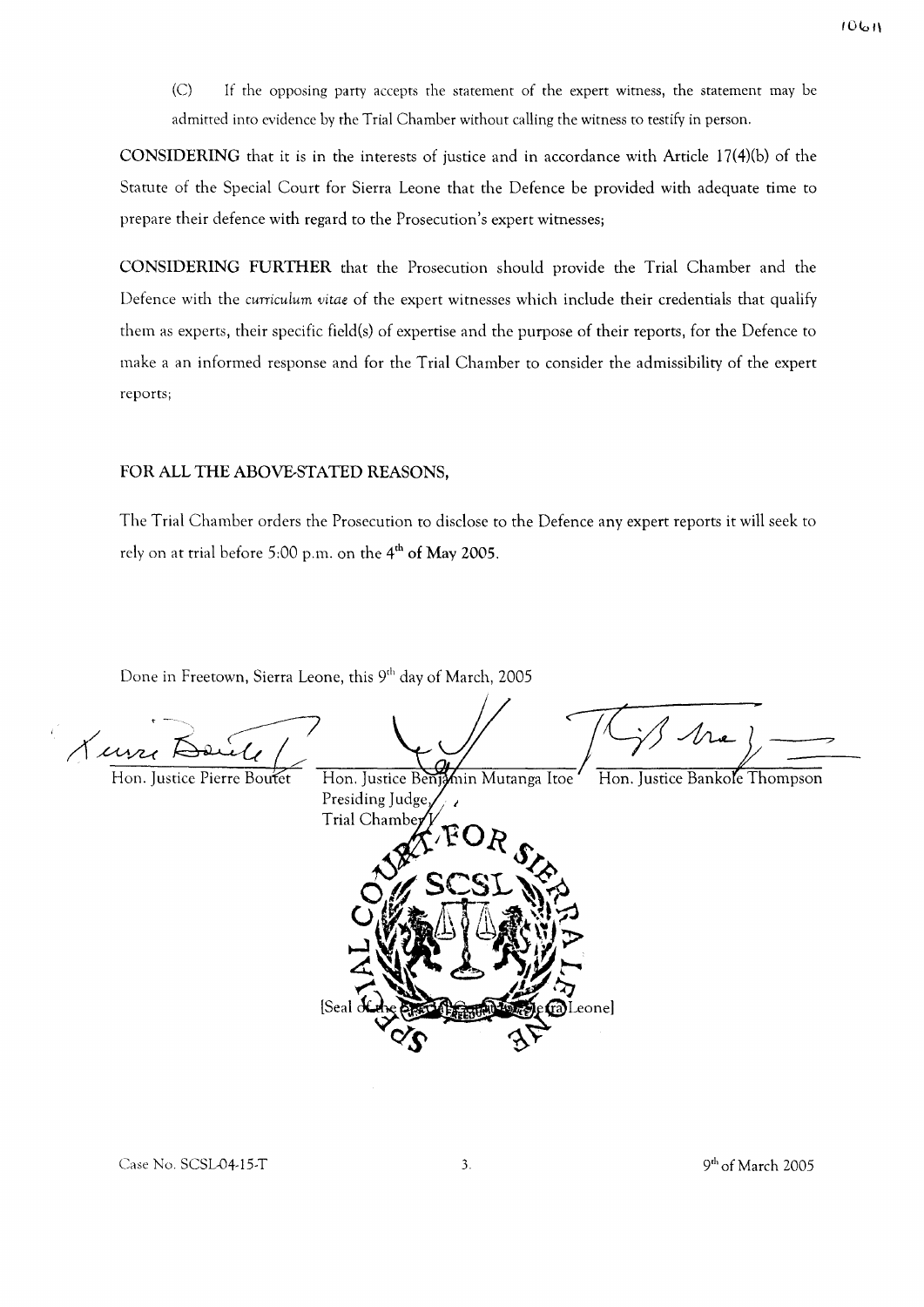(C) If the opposing party accepts the statement of the expert witness, the statement may be admitted into evidence by the Trial Chamber without calling the witness to testify in person.

**CONSIDERING** that it is in the interests of justice and in accordance with Article 17(4)(b) of the Statute of the Special Court for Sierra Leone that the Defence be provided with adequate time to prepare their defence with regard to the Prosecution's expert witnesses;

**CONSIDERING FURTHER** that the Prosecution should provide the Trial Chamber and the Defence with the *curriculum vitae* of the expert witnesses which include their credentials that qualify them as experts, their specific field(s) of expertise and the purpose of their reports, for the Defence to make a an informed response and for the Trial Chamber to consider the admissibility of the expert reports;

**FOR ALL THE ABOVE-STATED REASONS,**

The Trial Chamber orders the Prosecution to disclose to the Defence any expert reports it will seek to rely on at trial before 5:00 p.m. on the 4th **of May 2005.**

Done in Freetown, Sierra Leone, this 9th day of March, 2005

Hon. Justice Pierre Boutet

Hon. Justice Benjamin Mutanga Itoe
Presiding Judge,
Trial Chamber I

Hon. Justice Bankole Thompson

[Seal of the Special Court for Sierra Leone]

Case No. SCSL-04-15-T

9th of March 2005